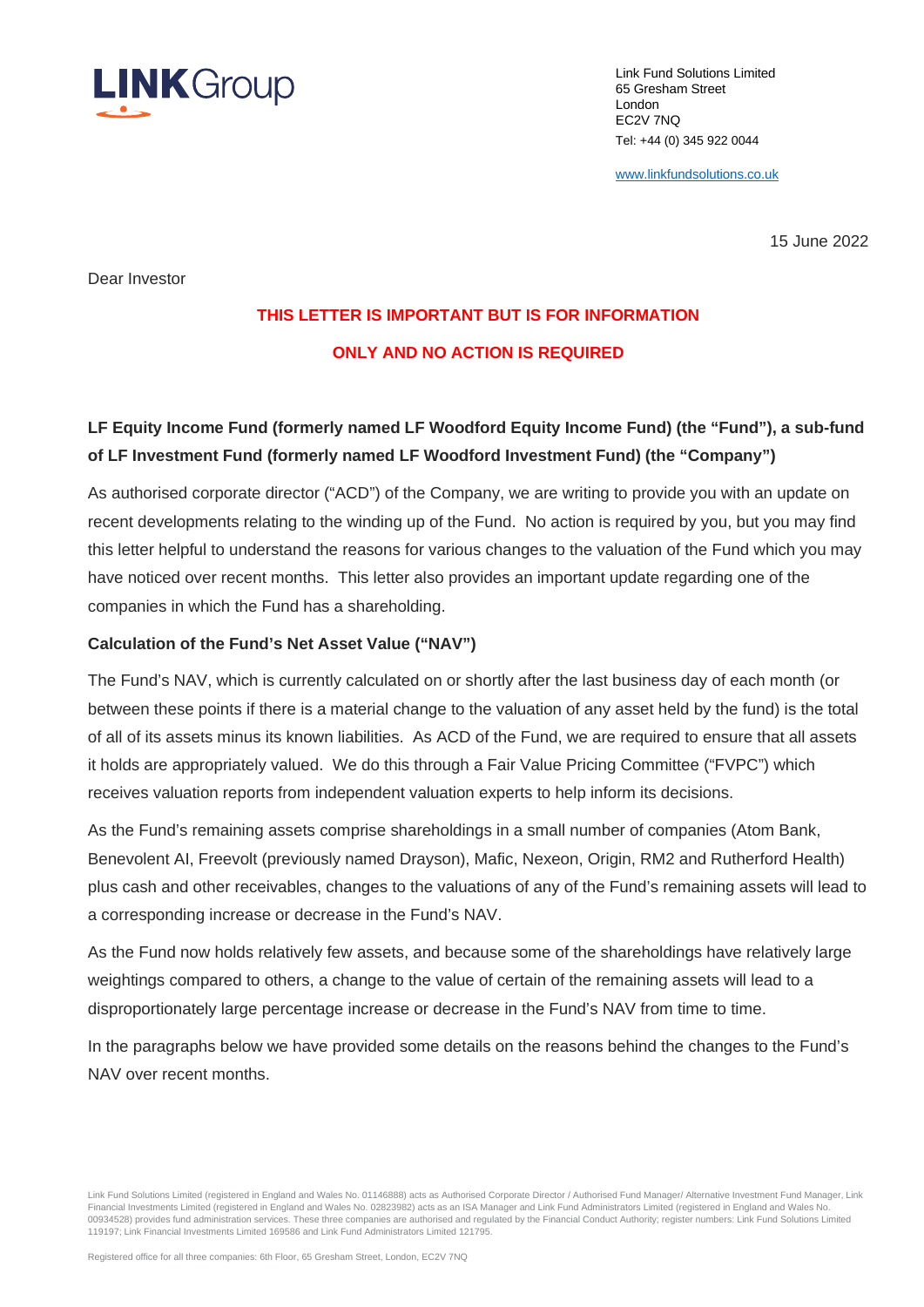**LINK** Group

Link Fund Solutions Limited
65 Gresham Street
London
EC2V 7NQ
Tel: +44 (0) 345 922 0044

www.linkfundsolutions.co.uk

15 June 2022

Dear Investor

**THIS LETTER IS IMPORTANT BUT IS FOR INFORMATION**

**ONLY AND NO ACTION IS REQUIRED**

**LF Equity Income Fund (formerly named LF Woodford Equity Income Fund) (the "Fund"), a sub-fund of LF Investment Fund (formerly named LF Woodford Investment Fund) (the "Company")**

As authorised corporate director ("ACD") of the Company, we are writing to provide you with an update on recent developments relating to the winding up of the Fund. No action is required by you, but you may find this letter helpful to understand the reasons for various changes to the valuation of the Fund which you may have noticed over recent months. This letter also provides an important update regarding one of the companies in which the Fund has a shareholding.

**Calculation of the Fund's Net Asset Value ("NAV")**

The Fund's NAV, which is currently calculated on or shortly after the last business day of each month (or between these points if there is a material change to the valuation of any asset held by the fund) is the total of all of its assets minus its known liabilities. As ACD of the Fund, we are required to ensure that all assets it holds are appropriately valued. We do this through a Fair Value Pricing Committee ("FVPC") which receives valuation reports from independent valuation experts to help inform its decisions.

As the Fund's remaining assets comprise shareholdings in a small number of companies (Atom Bank, Benevolent AI, Freevolt (previously named Drayson), Mafic, Nexeon, Origin, RM2 and Rutherford Health) plus cash and other receivables, changes to the valuations of any of the Fund's remaining assets will lead to a corresponding increase or decrease in the Fund's NAV.

As the Fund now holds relatively few assets, and because some of the shareholdings have relatively large weightings compared to others, a change to the value of certain of the remaining assets will lead to a disproportionately large percentage increase or decrease in the Fund's NAV from time to time.

In the paragraphs below we have provided some details on the reasons behind the changes to the Fund's NAV over recent months.

Link Fund Solutions Limited (registered in England and Wales No. 01146888) acts as Authorised Corporate Director / Authorised Fund Manager/ Alternative Investment Fund Manager, Link Financial Investments Limited (registered in England and Wales No. 02823982) acts as an ISA Manager and Link Fund Administrators Limited (registered in England and Wales No. 00934528) provides fund administration services. These three companies are authorised and regulated by the Financial Conduct Authority; register numbers: Link Fund Solutions Limited 119197; Link Financial Investments Limited 169586 and Link Fund Administrators Limited 121795.

Registered office for all three companies: 6th Floor, 65 Gresham Street, London, EC2V 7NQ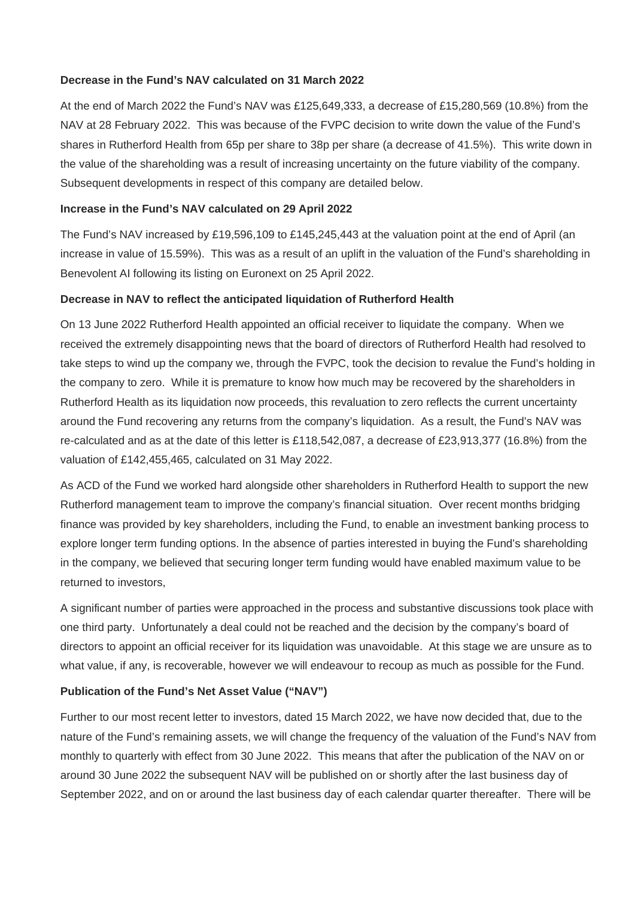**Decrease in the Fund's NAV calculated on 31 March 2022**

At the end of March 2022 the Fund's NAV was £125,649,333, a decrease of £15,280,569 (10.8%) from the NAV at 28 February 2022. This was because of the FVPC decision to write down the value of the Fund's shares in Rutherford Health from 65p per share to 38p per share (a decrease of 41.5%). This write down in the value of the shareholding was a result of increasing uncertainty on the future viability of the company. Subsequent developments in respect of this company are detailed below.

**Increase in the Fund's NAV calculated on 29 April 2022**

The Fund's NAV increased by £19,596,109 to £145,245,443 at the valuation point at the end of April (an increase in value of 15.59%). This was as a result of an uplift in the valuation of the Fund's shareholding in Benevolent AI following its listing on Euronext on 25 April 2022.

**Decrease in NAV to reflect the anticipated liquidation of Rutherford Health**

On 13 June 2022 Rutherford Health appointed an official receiver to liquidate the company. When we received the extremely disappointing news that the board of directors of Rutherford Health had resolved to take steps to wind up the company we, through the FVPC, took the decision to revalue the Fund's holding in the company to zero. While it is premature to know how much may be recovered by the shareholders in Rutherford Health as its liquidation now proceeds, this revaluation to zero reflects the current uncertainty around the Fund recovering any returns from the company's liquidation. As a result, the Fund's NAV was re-calculated and as at the date of this letter is £118,542,087, a decrease of £23,913,377 (16.8%) from the valuation of £142,455,465, calculated on 31 May 2022.

As ACD of the Fund we worked hard alongside other shareholders in Rutherford Health to support the new Rutherford management team to improve the company's financial situation. Over recent months bridging finance was provided by key shareholders, including the Fund, to enable an investment banking process to explore longer term funding options. In the absence of parties interested in buying the Fund's shareholding in the company, we believed that securing longer term funding would have enabled maximum value to be returned to investors,

A significant number of parties were approached in the process and substantive discussions took place with one third party. Unfortunately a deal could not be reached and the decision by the company's board of directors to appoint an official receiver for its liquidation was unavoidable. At this stage we are unsure as to what value, if any, is recoverable, however we will endeavour to recoup as much as possible for the Fund.

**Publication of the Fund's Net Asset Value ("NAV")**

Further to our most recent letter to investors, dated 15 March 2022, we have now decided that, due to the nature of the Fund's remaining assets, we will change the frequency of the valuation of the Fund's NAV from monthly to quarterly with effect from 30 June 2022. This means that after the publication of the NAV on or around 30 June 2022 the subsequent NAV will be published on or shortly after the last business day of September 2022, and on or around the last business day of each calendar quarter thereafter. There will be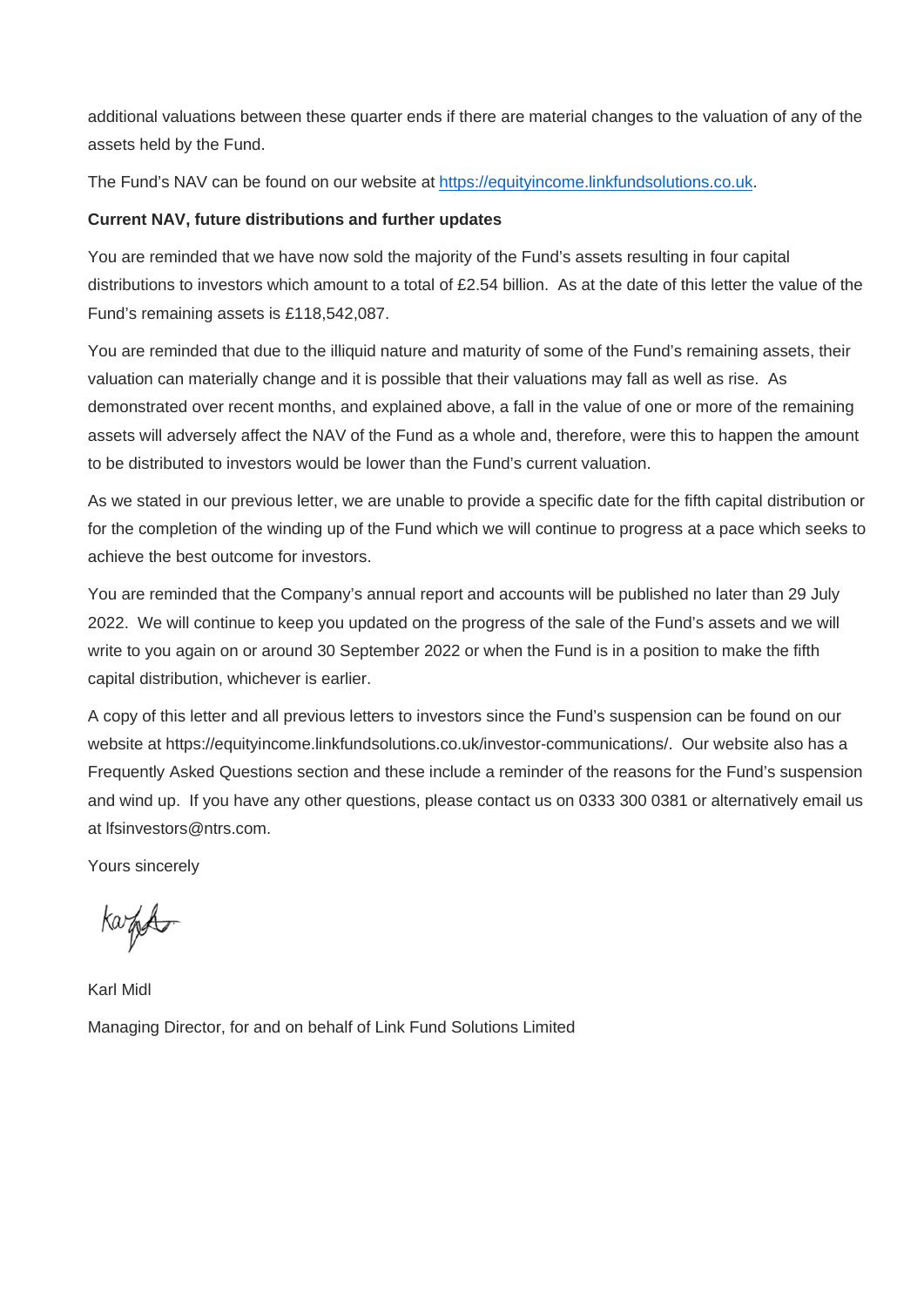additional valuations between these quarter ends if there are material changes to the valuation of any of the assets held by the Fund.

The Fund's NAV can be found on our website at [https://equityincome.linkfundsolutions.co.uk](https://equityincome.linkfundsolutions.co.uk).

**Current NAV, future distributions and further updates**

You are reminded that we have now sold the majority of the Fund's assets resulting in four capital distributions to investors which amount to a total of £2.54 billion. As at the date of this letter the value of the Fund's remaining assets is £118,542,087.

You are reminded that due to the illiquid nature and maturity of some of the Fund's remaining assets, their valuation can materially change and it is possible that their valuations may fall as well as rise. As demonstrated over recent months, and explained above, a fall in the value of one or more of the remaining assets will adversely affect the NAV of the Fund as a whole and, therefore, were this to happen the amount to be distributed to investors would be lower than the Fund's current valuation.

As we stated in our previous letter, we are unable to provide a specific date for the fifth capital distribution or for the completion of the winding up of the Fund which we will continue to progress at a pace which seeks to achieve the best outcome for investors.

You are reminded that the Company's annual report and accounts will be published no later than 29 July 2022. We will continue to keep you updated on the progress of the sale of the Fund's assets and we will write to you again on or around 30 September 2022 or when the Fund is in a position to make the fifth capital distribution, whichever is earlier.

A copy of this letter and all previous letters to investors since the Fund's suspension can be found on our website at https://equityincome.linkfundsolutions.co.uk/investor-communications/. Our website also has a Frequently Asked Questions section and these include a reminder of the reasons for the Fund's suspension and wind up. If you have any other questions, please contact us on 0333 300 0381 or alternatively email us at lfsinvestors@ntrs.com.

Yours sincerely

Karl Midl

Managing Director, for and on behalf of Link Fund Solutions Limited